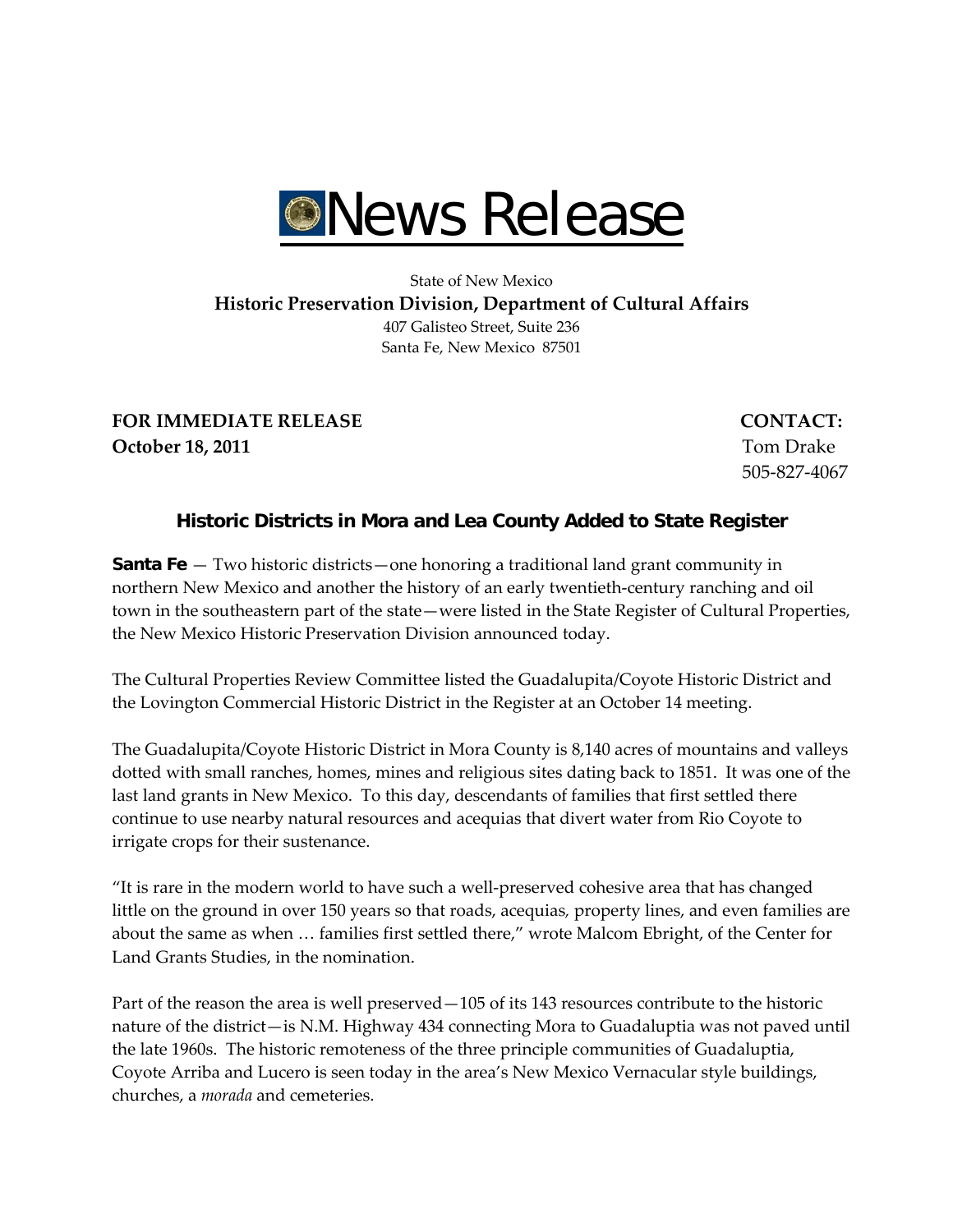# News Release

State of New Mexico
**Historic Preservation Division, Department of Cultural Affairs**
407 Galisteo Street, Suite 236
Santa Fe, New Mexico 87501

**FOR IMMEDIATE RELEASE**
**October 18, 2011**

**CONTACT:**
Tom Drake
505-827-4067

## Historic Districts in Mora and Lea County Added to State Register

**Santa Fe** — Two historic districts—one honoring a traditional land grant community in northern New Mexico and another the history of an early twentieth-century ranching and oil town in the southeastern part of the state—were listed in the State Register of Cultural Properties, the New Mexico Historic Preservation Division announced today.

The Cultural Properties Review Committee listed the Guadalupita/Coyote Historic District and the Lovington Commercial Historic District in the Register at an October 14 meeting.

The Guadalupita/Coyote Historic District in Mora County is 8,140 acres of mountains and valleys dotted with small ranches, homes, mines and religious sites dating back to 1851. It was one of the last land grants in New Mexico. To this day, descendants of families that first settled there continue to use nearby natural resources and acequias that divert water from Rio Coyote to irrigate crops for their sustenance.

"It is rare in the modern world to have such a well-preserved cohesive area that has changed little on the ground in over 150 years so that roads, acequias, property lines, and even families are about the same as when … families first settled there," wrote Malcom Ebright, of the Center for Land Grants Studies, in the nomination.

Part of the reason the area is well preserved—105 of its 143 resources contribute to the historic nature of the district—is N.M. Highway 434 connecting Mora to Guadaluptia was not paved until the late 1960s. The historic remoteness of the three principle communities of Guadaluptia, Coyote Arriba and Lucero is seen today in the area's New Mexico Vernacular style buildings, churches, a *morada* and cemeteries.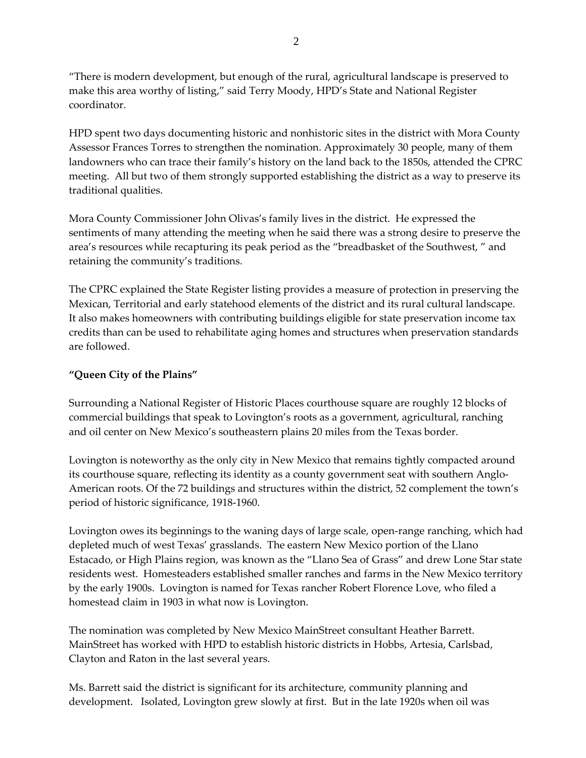"There is modern development, but enough of the rural, agricultural landscape is preserved to make this area worthy of listing," said Terry Moody, HPD's State and National Register coordinator.

HPD spent two days documenting historic and nonhistoric sites in the district with Mora County Assessor Frances Torres to strengthen the nomination. Approximately 30 people, many of them landowners who can trace their family's history on the land back to the 1850s, attended the CPRC meeting. All but two of them strongly supported establishing the district as a way to preserve its traditional qualities.

Mora County Commissioner John Olivas's family lives in the district. He expressed the sentiments of many attending the meeting when he said there was a strong desire to preserve the area's resources while recapturing its peak period as the "breadbasket of the Southwest, " and retaining the community's traditions.

The CPRC explained the State Register listing provides a measure of protection in preserving the Mexican, Territorial and early statehood elements of the district and its rural cultural landscape. It also makes homeowners with contributing buildings eligible for state preservation income tax credits than can be used to rehabilitate aging homes and structures when preservation standards are followed.

**"Queen City of the Plains"**

Surrounding a National Register of Historic Places courthouse square are roughly 12 blocks of commercial buildings that speak to Lovington's roots as a government, agricultural, ranching and oil center on New Mexico's southeastern plains 20 miles from the Texas border.

Lovington is noteworthy as the only city in New Mexico that remains tightly compacted around its courthouse square, reflecting its identity as a county government seat with southern Anglo-American roots. Of the 72 buildings and structures within the district, 52 complement the town's period of historic significance, 1918-1960.

Lovington owes its beginnings to the waning days of large scale, open-range ranching, which had depleted much of west Texas' grasslands. The eastern New Mexico portion of the Llano Estacado, or High Plains region, was known as the "Llano Sea of Grass" and drew Lone Star state residents west. Homesteaders established smaller ranches and farms in the New Mexico territory by the early 1900s. Lovington is named for Texas rancher Robert Florence Love, who filed a homestead claim in 1903 in what now is Lovington.

The nomination was completed by New Mexico MainStreet consultant Heather Barrett. MainStreet has worked with HPD to establish historic districts in Hobbs, Artesia, Carlsbad, Clayton and Raton in the last several years.

Ms. Barrett said the district is significant for its architecture, community planning and development. Isolated, Lovington grew slowly at first. But in the late 1920s when oil was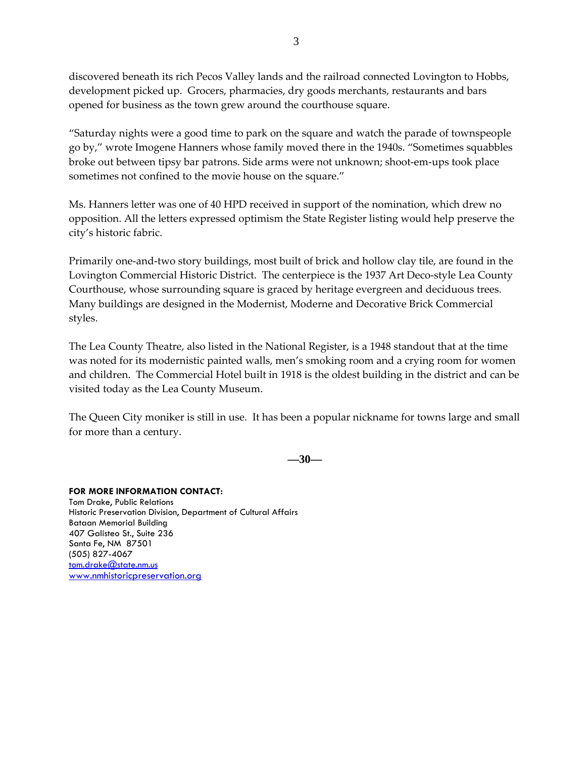discovered beneath its rich Pecos Valley lands and the railroad connected Lovington to Hobbs, development picked up. Grocers, pharmacies, dry goods merchants, restaurants and bars opened for business as the town grew around the courthouse square.

"Saturday nights were a good time to park on the square and watch the parade of townspeople go by," wrote Imogene Hanners whose family moved there in the 1940s. "Sometimes squabbles broke out between tipsy bar patrons. Side arms were not unknown; shoot-em-ups took place sometimes not confined to the movie house on the square."

Ms. Hanners letter was one of 40 HPD received in support of the nomination, which drew no opposition. All the letters expressed optimism the State Register listing would help preserve the city's historic fabric.

Primarily one-and-two story buildings, most built of brick and hollow clay tile, are found in the Lovington Commercial Historic District. The centerpiece is the 1937 Art Deco-style Lea County Courthouse, whose surrounding square is graced by heritage evergreen and deciduous trees. Many buildings are designed in the Modernist, Moderne and Decorative Brick Commercial styles.

The Lea County Theatre, also listed in the National Register, is a 1948 standout that at the time was noted for its modernistic painted walls, men's smoking room and a crying room for women and children. The Commercial Hotel built in 1918 is the oldest building in the district and can be visited today as the Lea County Museum.

The Queen City moniker is still in use. It has been a popular nickname for towns large and small for more than a century.

**—30—**

**FOR MORE INFORMATION CONTACT:**
Tom Drake, Public Relations
Historic Preservation Division, Department of Cultural Affairs
Bataan Memorial Building
407 Galisteo St., Suite 236
Santa Fe, NM 87501
(505) 827-4067
tom.drake@state.nm.us
www.nmhistoricpreservation.org